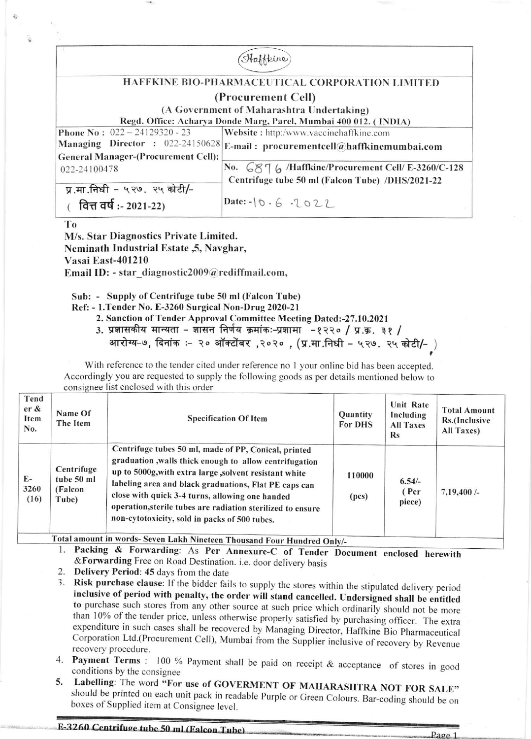Haffkine

# HAFFKINE BIO-PHARMACEUTICAL CORPORATION LIMITED

## (Procurement Cell)

(A Government of Maharashtra Undertaking)

Regd. Office: Acharya Donde Marg, Parel, Mumbai 400 012. ( INDIA)

| | |
|---|---|
| Phone No : 022 – 24129320 - 23 | Website : http:/www.vaccinehaffkine.com |
| Managing Director : 022-24150628 | E-mail : procurementcell@haffkinemumbai.com |
| General Manager-(Procurement Cell): 022-24100478 | No. 6876 /Haffkine/Procurement Cell/ E-3260/C-128 Centrifuge tube 50 ml (Falcon Tube) /DHS/2021-22 |
| प्र.मा.निधी – ५२७. २५ कोटी/- ( वित्त वर्ष :- 2021-22) | Date:-10.6.2022 |

To

**M/s. Star Diagnostics Private Limited.**
**Neminath Industrial Estate ,5, Navghar,**
**Vasai East-401210**
**Email ID: - star_diagnostic2009@rediffmail.com,**

**Sub: - Supply of Centrifuge tube 50 ml (Falcon Tube)**

**Ref: - 1.Tender No. E-3260 Surgical Non-Drug 2020-21**

**2. Sanction of Tender Approval Committee Meeting Dated:-27.10.2021**

**3. प्रशासकीय मान्यता – शासन निर्णय क्रमांक:-प्रशामा –१२२० / प्र.क्र. ३१ / आरोग्य-७, दिनांक :- २० ऑक्टोंबर ,२०२० , (प्र.मा.निधी – ५२७. २५ कोटी/- )**

With reference to the tender cited under reference no 1 your online bid has been accepted. Accordingly you are requested to supply the following goods as per details mentioned below to consignee list enclosed with this order

| Tender & Item No. | Name Of The Item | Specification Of Item | Quantity For DHS | Unit Rate Including All Taxes Rs | Total Amount Rs.(Inclusive All Taxes) |
|---|---|---|---|---|---|
| E-3260 (16) | Centrifuge tube 50 ml (Falcon Tube) | Centrifuge tubes 50 ml, made of PP, Conical, printed graduation ,walls thick enough to allow centrifugation up to 5000g,with extra large ,solvent resistant white labeling area and black graduations, Flat PE caps can close with quick 3-4 turns, allowing one handed operation,sterile tubes are radiation sterilized to ensure non-cytotoxicity, sold in packs of 500 tubes. | 110000 (pcs) | 6.54/- ( Per piece) | 7,19,400 /- |
| **Total amount in words- Seven Lakh Nineteen Thousand Four Hundred Only/-** | | | | | |

1. **Packing & Forwarding**: As Per Annexure-C of Tender Document enclosed herewith &**Forwarding** Free on Road Destination. i.e. door delivery basis
2. **Delivery Period**: 45 days from the date
3. **Risk purchase clause**: If the bidder fails to supply the stores within the stipulated delivery period **inclusive of period with penalty, the order will stand cancelled. Undersigned shall be entitled to** purchase such stores from any other source at such price which ordinarily should not be more than 10% of the tender price, unless otherwise properly satisfied by purchasing officer. The extra expenditure in such cases shall be recovered by Managing Director, Haffkine Bio Pharmaceutical Corporation Ltd.(Procurement Cell), Mumbai from the Supplier inclusive of recovery by Revenue recovery procedure.
4. **Payment Terms** : 100 % Payment shall be paid on receipt & acceptance of stores in good conditions by the consignee
5. **Labelling**: The word **"For use of GOVERMENT OF MAHARASHTRA NOT FOR SALE"** should be printed on each unit pack in readable Purple or Green Colours. Bar-coding should be on boxes of Supplied item at Consignee level.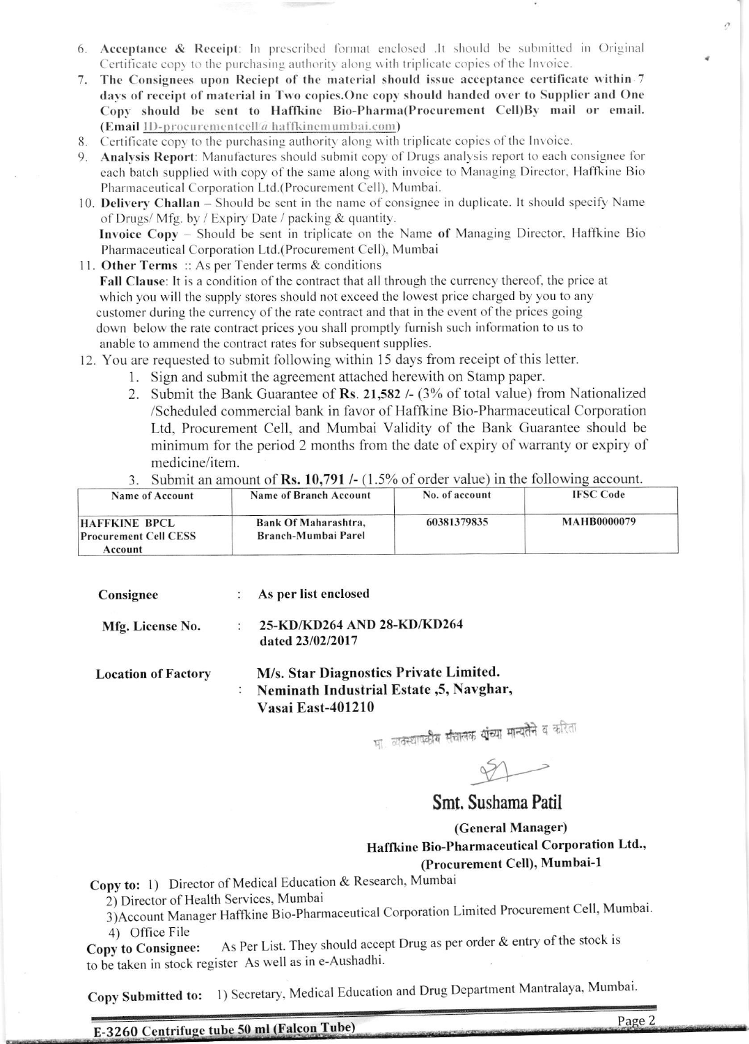6. **Acceptance & Receipt**: In prescribed format enclosed .It should be submitted in Original Certificate copy to the purchasing authority along with triplicate copies of the Invoice.
7. **The Consignees upon Reciept of the material should issue acceptance certificate within 7 days of receipt of material in Two copies.One copy should handed over to Supplier and One Copy should be sent to Haffkine Bio-Pharma(Procurement Cell)By mail or email. (Email ID-procurementcell@haffkinemumbai.com)**
8. Certificate copy to the purchasing authority along with triplicate copies of the Invoice.
9. **Analysis Report**: Manufactures should submit copy of Drugs analysis report to each consignee for each batch supplied with copy of the same along with invoice to Managing Director, Haffkine Bio Pharmaceutical Corporation Ltd.(Procurement Cell), Mumbai.
10. **Delivery Challan** – Should be sent in the name of consignee in duplicate. It should specify Name of Drugs/ Mfg. by / Expiry Date / packing & quantity.
    **Invoice Copy** – Should be sent in triplicate on the Name **of** Managing Director, Haffkine Bio Pharmaceutical Corporation Ltd.(Procurement Cell), Mumbai
11. **Other Terms** :: As per Tender terms & conditions
    **Fall Clause**: It is a condition of the contract that all through the currency thereof, the price at which you will the supply stores should not exceed the lowest price charged by you to any customer during the currency of the rate contract and that in the event of the prices going down below the rate contract prices you shall promptly furnish such information to us to anable to ammend the contract rates for subsequent supplies.
12. You are requested to submit following within 15 days from receipt of this letter.
    1. Sign and submit the agreement attached herewith on Stamp paper.
    2. Submit the Bank Guarantee of **Rs. 21,582 /-** (3% of total value) from Nationalized /Scheduled commercial bank in favor of Haffkine Bio-Pharmaceutical Corporation Ltd, Procurement Cell, and Mumbai Validity of the Bank Guarantee should be minimum for the period 2 months from the date of expiry of warranty or expiry of medicine/item.
    3. Submit an amount of **Rs. 10,791 /-** (1.5% of order value) in the following account.

| Name of Account | Name of Branch Account | No. of account | IFSC Code |
|---|---|---|---|
| **HAFFKINE BPCL Procurement Cell CESS Account** | **Bank Of Maharashtra, Branch-Mumbai Parel** | **60381379835** | **MAHB0000079** |

**Consignee** : **As per list enclosed**

**Mfg. License No.** : **25-KD/KD264 AND 28-KD/KD264 dated 23/02/2017**

**Location of Factory** : **M/s. Star Diagnostics Private Limited. Neminath Industrial Estate ,5, Navghar, Vasai East-401210**

मा. व्यवस्थापकीय संचालक यांच्या मान्यतेने व करिता

**Smt. Sushama Patil**

**(General Manager)**
**Haffkine Bio-Pharmaceutical Corporation Ltd.,**
**(Procurement Cell), Mumbai-1**

**Copy to:** 1) Director of Medical Education & Research, Mumbai
2) Director of Health Services, Mumbai
3)Account Manager Haffkine Bio-Pharmaceutical Corporation Limited Procurement Cell, Mumbai.
4) Office File

**Copy to Consignee:** As Per List. They should accept Drug as per order & entry of the stock is to be taken in stock register As well as in e-Aushadhi.

**Copy Submitted to:** 1) Secretary, Medical Education and Drug Department Mantralaya, Mumbai.

**E-3260 Centrifuge tube 50 ml (Falcon Tube)**